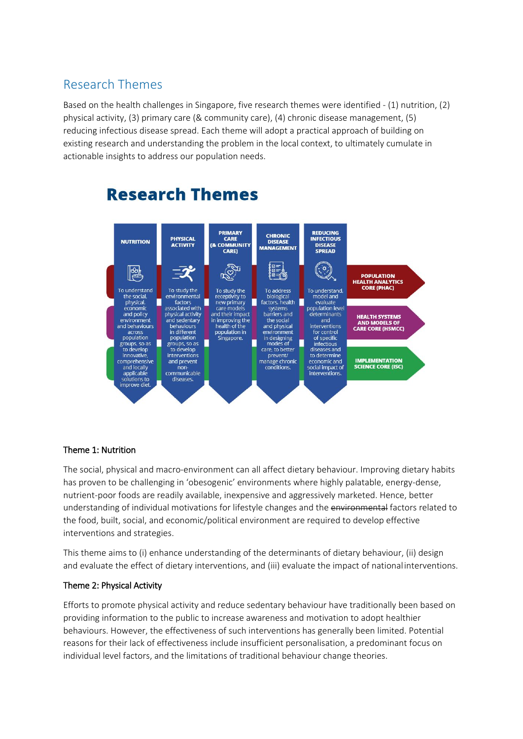## Research Themes

Based on the health challenges in Singapore, five research themes were identified - (1) nutrition, (2) physical activity, (3) primary care (& community care), (4) chronic disease management, (5) reducing infectious disease spread. Each theme will adopt a practical approach of building on existing research and understanding the problem in the local context, to ultimately cumulate in actionable insights to address our population needs.

# Research Themes

| NUTRITION | PHYSICAL ACTIVITY | PRIMARY CARE (& COMMUNITY CARE) | CHRONIC DISEASE MANAGEMENT | REDUCING INFECTIOUS DISEASE SPREAD |
|---|---|---|---|---|
| To understand the social, physical, economic and policy environment and behaviours across population groups, so as to develop innovative, comprehensive and locally applicable solutions to improve diet. | To study the environmental factors associated with physical activity and sedentary behaviours in different population groups, so as to develop interventions and prevent non-communicable diseases. | To study the receptivity to new primary care models and their impact in improving the health of the population in Singapore. | To address biological factors, health systems barriers and the social and physical environment in designing modes of care, to better prevent/ manage chronic conditions. | To understand, model and evaluate population level determinants and interventions for control of specific infectious diseases and to determine economic and social impact of interventions. |

- POPULATION HEALTH ANALYTICS CORE (PHAC)
- HEALTH SYSTEMS AND MODELS OF CARE CORE (HSMCC)
- IMPLEMENTATION SCIENCE CORE (ISC)

### Theme 1: Nutrition

The social, physical and macro-environment can all affect dietary behaviour. Improving dietary habits has proven to be challenging in 'obesogenic' environments where highly palatable, energy-dense, nutrient-poor foods are readily available, inexpensive and aggressively marketed. Hence, better understanding of individual motivations for lifestyle changes and the ~~environmental~~ factors related to the food, built, social, and economic/political environment are required to develop effective interventions and strategies.

This theme aims to (i) enhance understanding of the determinants of dietary behaviour, (ii) design and evaluate the effect of dietary interventions, and (iii) evaluate the impact of national interventions.

### Theme 2: Physical Activity

Efforts to promote physical activity and reduce sedentary behaviour have traditionally been based on providing information to the public to increase awareness and motivation to adopt healthier behaviours. However, the effectiveness of such interventions has generally been limited. Potential reasons for their lack of effectiveness include insufficient personalisation, a predominant focus on individual level factors, and the limitations of traditional behaviour change theories.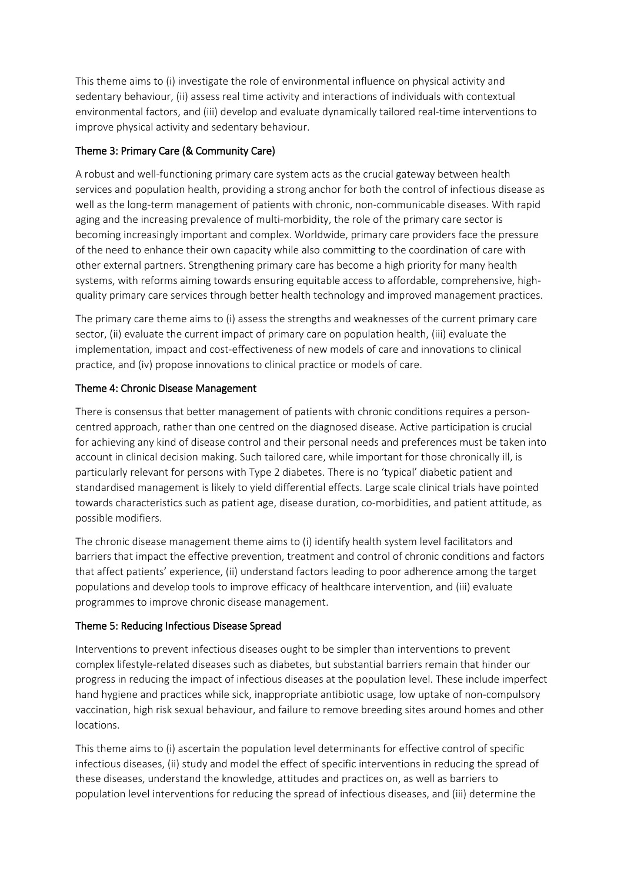This theme aims to (i) investigate the role of environmental influence on physical activity and sedentary behaviour, (ii) assess real time activity and interactions of individuals with contextual environmental factors, and (iii) develop and evaluate dynamically tailored real-time interventions to improve physical activity and sedentary behaviour.

### Theme 3: Primary Care (& Community Care)

A robust and well-functioning primary care system acts as the crucial gateway between health services and population health, providing a strong anchor for both the control of infectious disease as well as the long-term management of patients with chronic, non-communicable diseases. With rapid aging and the increasing prevalence of multi-morbidity, the role of the primary care sector is becoming increasingly important and complex. Worldwide, primary care providers face the pressure of the need to enhance their own capacity while also committing to the coordination of care with other external partners. Strengthening primary care has become a high priority for many health systems, with reforms aiming towards ensuring equitable access to affordable, comprehensive, high-quality primary care services through better health technology and improved management practices.

The primary care theme aims to (i) assess the strengths and weaknesses of the current primary care sector, (ii) evaluate the current impact of primary care on population health, (iii) evaluate the implementation, impact and cost-effectiveness of new models of care and innovations to clinical practice, and (iv) propose innovations to clinical practice or models of care.

### Theme 4: Chronic Disease Management

There is consensus that better management of patients with chronic conditions requires a person-centred approach, rather than one centred on the diagnosed disease. Active participation is crucial for achieving any kind of disease control and their personal needs and preferences must be taken into account in clinical decision making. Such tailored care, while important for those chronically ill, is particularly relevant for persons with Type 2 diabetes. There is no 'typical' diabetic patient and standardised management is likely to yield differential effects. Large scale clinical trials have pointed towards characteristics such as patient age, disease duration, co-morbidities, and patient attitude, as possible modifiers.

The chronic disease management theme aims to (i) identify health system level facilitators and barriers that impact the effective prevention, treatment and control of chronic conditions and factors that affect patients' experience, (ii) understand factors leading to poor adherence among the target populations and develop tools to improve efficacy of healthcare intervention, and (iii) evaluate programmes to improve chronic disease management.

### Theme 5: Reducing Infectious Disease Spread

Interventions to prevent infectious diseases ought to be simpler than interventions to prevent complex lifestyle-related diseases such as diabetes, but substantial barriers remain that hinder our progress in reducing the impact of infectious diseases at the population level. These include imperfect hand hygiene and practices while sick, inappropriate antibiotic usage, low uptake of non-compulsory vaccination, high risk sexual behaviour, and failure to remove breeding sites around homes and other locations.

This theme aims to (i) ascertain the population level determinants for effective control of specific infectious diseases, (ii) study and model the effect of specific interventions in reducing the spread of these diseases, understand the knowledge, attitudes and practices on, as well as barriers to population level interventions for reducing the spread of infectious diseases, and (iii) determine the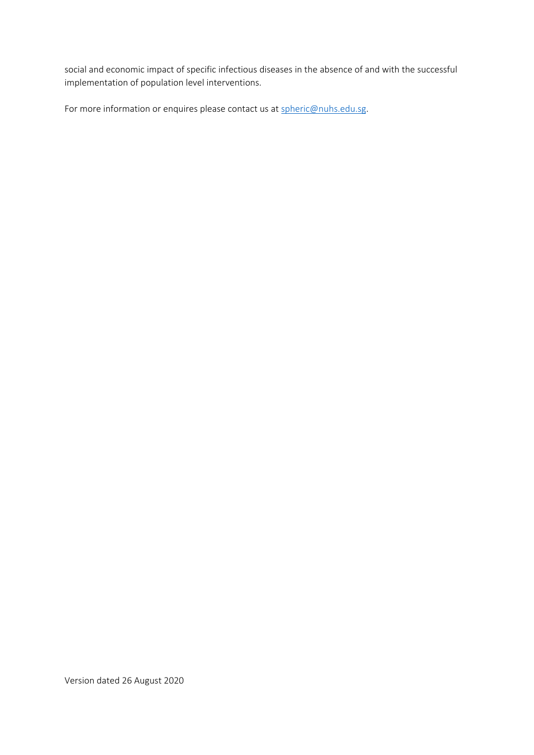social and economic impact of specific infectious diseases in the absence of and with the successful implementation of population level interventions.

For more information or enquires please contact us at [spheric@nuhs.edu.sg](mailto:spheric@nuhs.edu.sg).

Version dated 26 August 2020